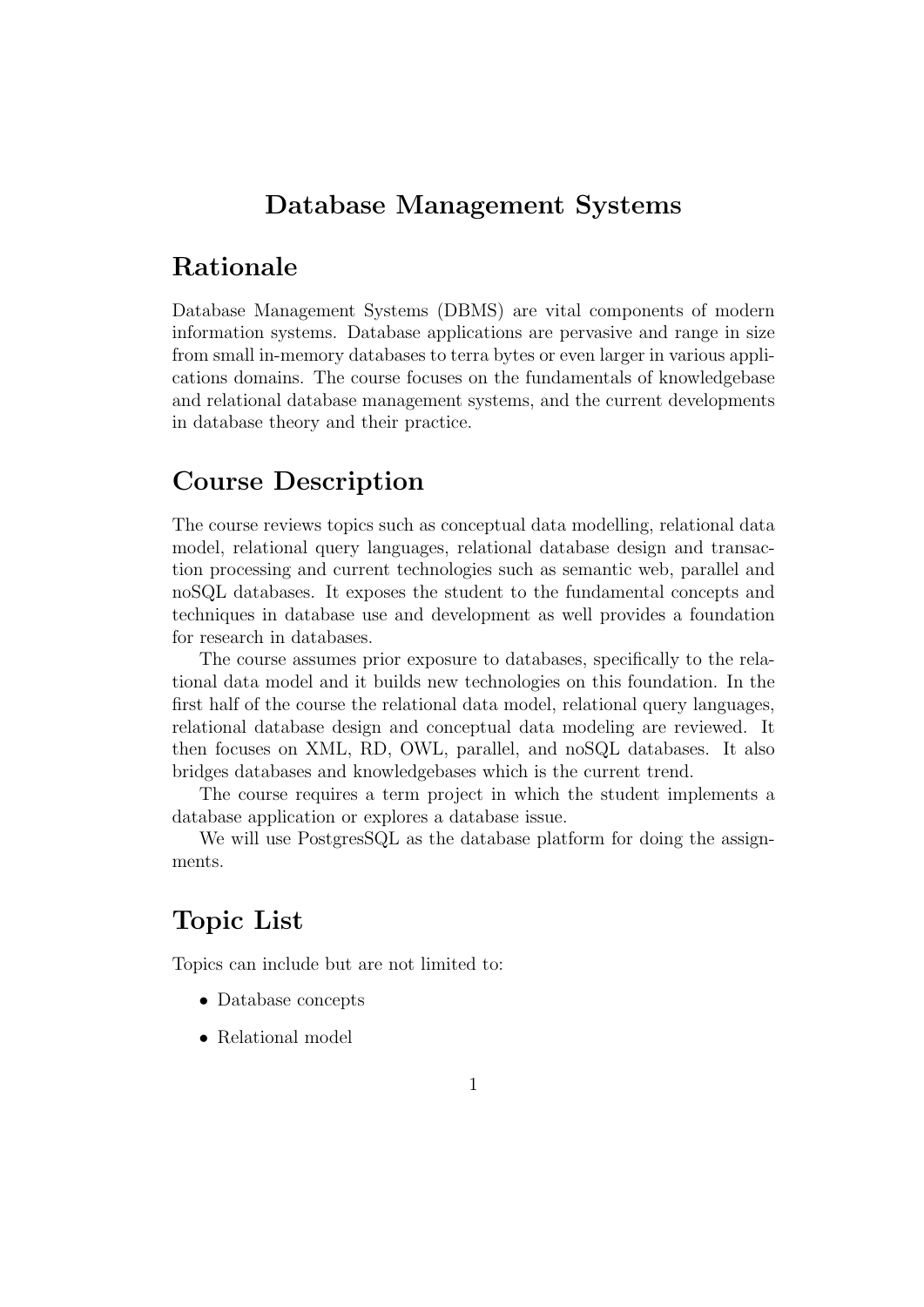# Database Management Systems

## Rationale

Database Management Systems (DBMS) are vital components of modern information systems. Database applications are pervasive and range in size from small in-memory databases to terra bytes or even larger in various applications domains. The course focuses on the fundamentals of knowledgebase and relational database management systems, and the current developments in database theory and their practice.

## Course Description

The course reviews topics such as conceptual data modelling, relational data model, relational query languages, relational database design and transaction processing and current technologies such as semantic web, parallel and noSQL databases. It exposes the student to the fundamental concepts and techniques in database use and development as well provides a foundation for research in databases.

The course assumes prior exposure to databases, specifically to the relational data model and it builds new technologies on this foundation. In the first half of the course the relational data model, relational query languages, relational database design and conceptual data modeling are reviewed. It then focuses on XML, RD, OWL, parallel, and noSQL databases. It also bridges databases and knowledgebases which is the current trend.

The course requires a term project in which the student implements a database application or explores a database issue.

We will use PostgresSQL as the database platform for doing the assignments.

## Topic List

Topics can include but are not limited to:

- Database concepts
- Relational model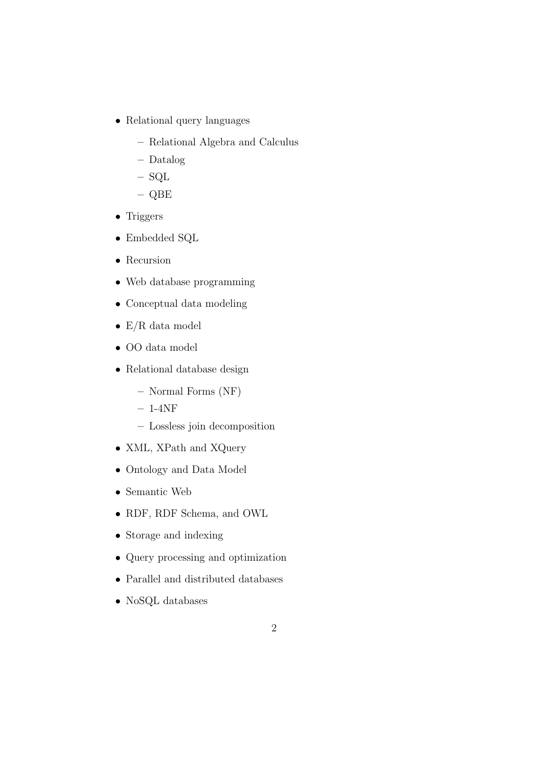- Relational query languages
  - Relational Algebra and Calculus
  - Datalog
  - SQL
  - QBE
- Triggers
- Embedded SQL
- Recursion
- Web database programming
- Conceptual data modeling
- E/R data model
- OO data model
- Relational database design
  - Normal Forms (NF)
  - 1-4NF
  - Lossless join decomposition
- XML, XPath and XQuery
- Ontology and Data Model
- Semantic Web
- RDF, RDF Schema, and OWL
- Storage and indexing
- Query processing and optimization
- Parallel and distributed databases
- NoSQL databases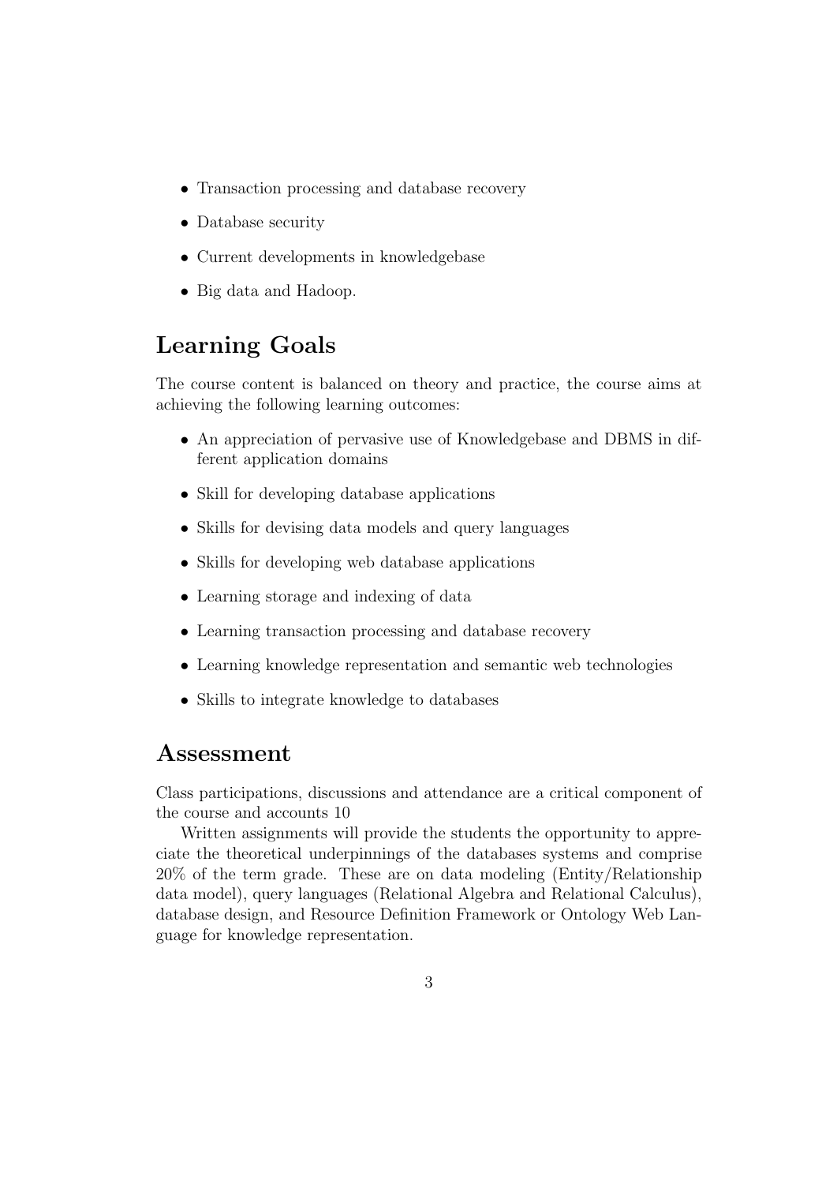- Transaction processing and database recovery
- Database security
- Current developments in knowledgebase
- Big data and Hadoop.

## Learning Goals

The course content is balanced on theory and practice, the course aims at achieving the following learning outcomes:

- An appreciation of pervasive use of Knowledgebase and DBMS in different application domains
- Skill for developing database applications
- Skills for devising data models and query languages
- Skills for developing web database applications
- Learning storage and indexing of data
- Learning transaction processing and database recovery
- Learning knowledge representation and semantic web technologies
- Skills to integrate knowledge to databases

## Assessment

Class participations, discussions and attendance are a critical component of the course and accounts 10

Written assignments will provide the students the opportunity to appreciate the theoretical underpinnings of the databases systems and comprise 20% of the term grade. These are on data modeling (Entity/Relationship data model), query languages (Relational Algebra and Relational Calculus), database design, and Resource Definition Framework or Ontology Web Language for knowledge representation.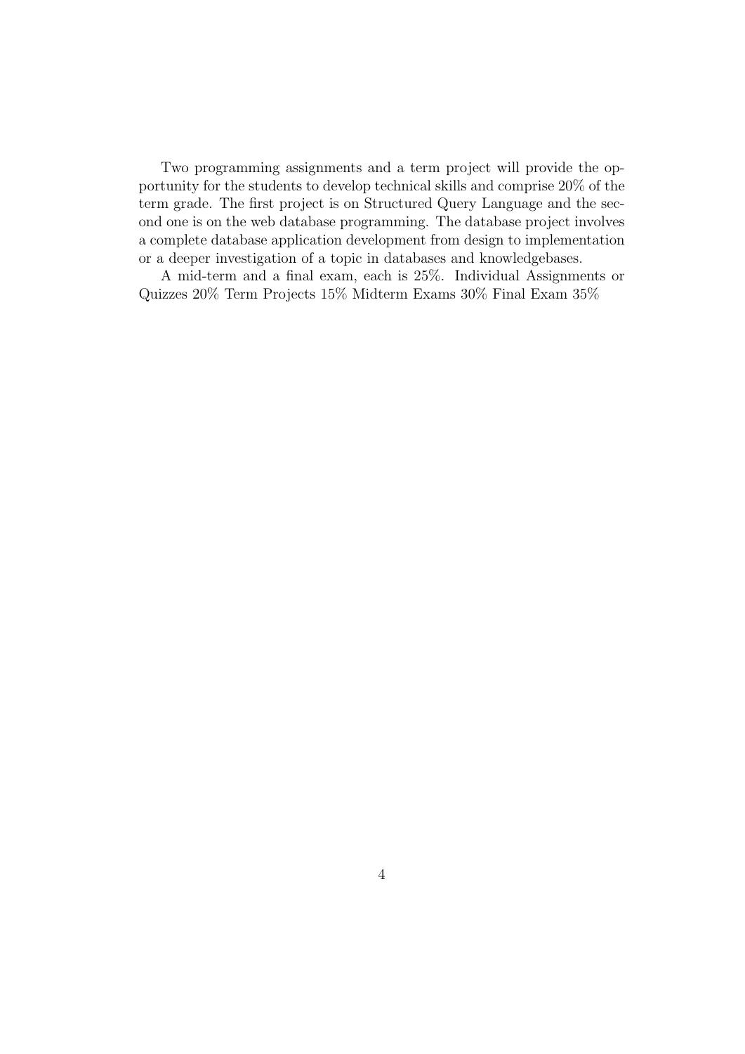Two programming assignments and a term project will provide the opportunity for the students to develop technical skills and comprise 20% of the term grade. The first project is on Structured Query Language and the second one is on the web database programming. The database project involves a complete database application development from design to implementation or a deeper investigation of a topic in databases and knowledgebases.

A mid-term and a final exam, each is 25%. Individual Assignments or Quizzes 20% Term Projects 15% Midterm Exams 30% Final Exam 35%